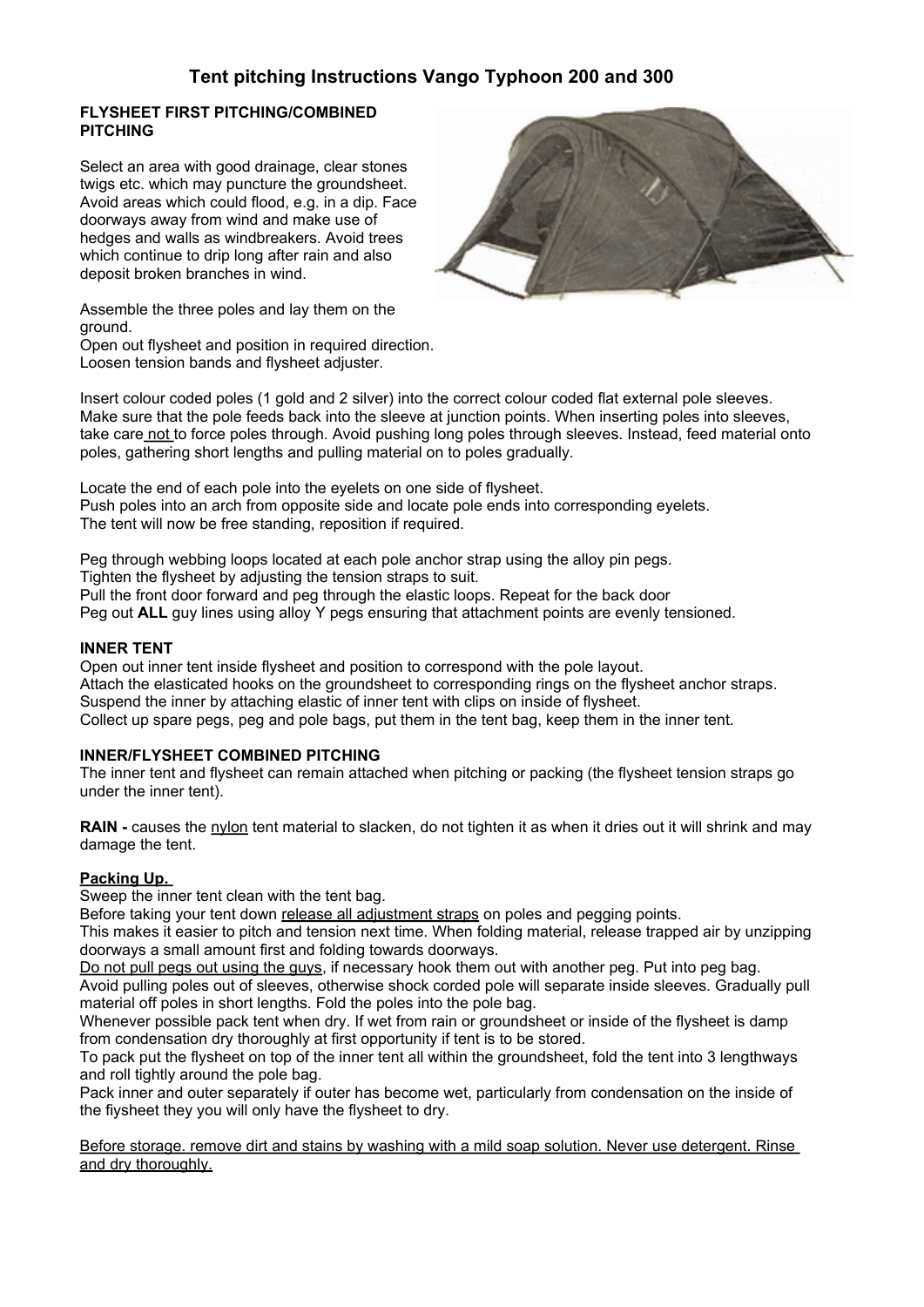# Tent pitching Instructions Vango Typhoon 200 and 300

**FLYSHEET FIRST PITCHING/COMBINED PITCHING**

Select an area with good drainage, clear stones twigs etc. which may puncture the groundsheet. Avoid areas which could flood, e.g. in a dip. Face doorways away from wind and make use of hedges and walls as windbreakers. Avoid trees which continue to drip long after rain and also deposit broken branches in wind.

Assemble the three poles and lay them on the ground.
Open out flysheet and position in required direction.
Loosen tension bands and flysheet adjuster.

Insert colour coded poles (1 gold and 2 silver) into the correct colour coded flat external pole sleeves. Make sure that the pole feeds back into the sleeve at junction points. When inserting poles into sleeves, take care <u>not</u> to force poles through. Avoid pushing long poles through sleeves. Instead, feed material onto poles, gathering short lengths and pulling material on to poles gradually.

Locate the end of each pole into the eyelets on one side of flysheet.
Push poles into an arch from opposite side and locate pole ends into corresponding eyelets.
The tent will now be free standing, reposition if required.

Peg through webbing loops located at each pole anchor strap using the alloy pin pegs.
Tighten the flysheet by adjusting the tension straps to suit.
Pull the front door forward and peg through the elastic loops. Repeat for the back door
Peg out **ALL** guy lines using alloy Y pegs ensuring that attachment points are evenly tensioned.

**INNER TENT**

Open out inner tent inside flysheet and position to correspond with the pole layout.
Attach the elasticated hooks on the groundsheet to corresponding rings on the flysheet anchor straps.
Suspend the inner by attaching elastic of inner tent with clips on inside of flysheet.
Collect up spare pegs, peg and pole bags, put them in the tent bag, keep them in the inner tent.

**INNER/FLYSHEET COMBINED PITCHING**

The inner tent and flysheet can remain attached when pitching or packing (the flysheet tension straps go under the inner tent).

**RAIN -** causes the <u>nylon</u> tent material to slacken, do not tighten it as when it dries out it will shrink and may damage the tent.

**<u>Packing Up.</u>**

Sweep the inner tent clean with the tent bag.
Before taking your tent down <u>release all adjustment straps</u> on poles and pegging points.
This makes it easier to pitch and tension next time. When folding material, release trapped air by unzipping doorways a small amount first and folding towards doorways.
<u>Do not pull pegs out using the guys</u>, if necessary hook them out with another peg. Put into peg bag.
Avoid pulling poles out of sleeves, otherwise shock corded pole will separate inside sleeves. Gradually pull material off poles in short lengths. Fold the poles into the pole bag.
Whenever possible pack tent when dry. If wet from rain or groundsheet or inside of the flysheet is damp from condensation dry thoroughly at first opportunity if tent is to be stored.
To pack put the flysheet on top of the inner tent all within the groundsheet, fold the tent into 3 lengthways and roll tightly around the pole bag.
Pack inner and outer separately if outer has become wet, particularly from condensation on the inside of the fiysheet they you will only have the flysheet to dry.

<u>Before storage. remove dirt and stains by washing with a mild soap solution. Never use detergent. Rinse and dry thoroughly.</u>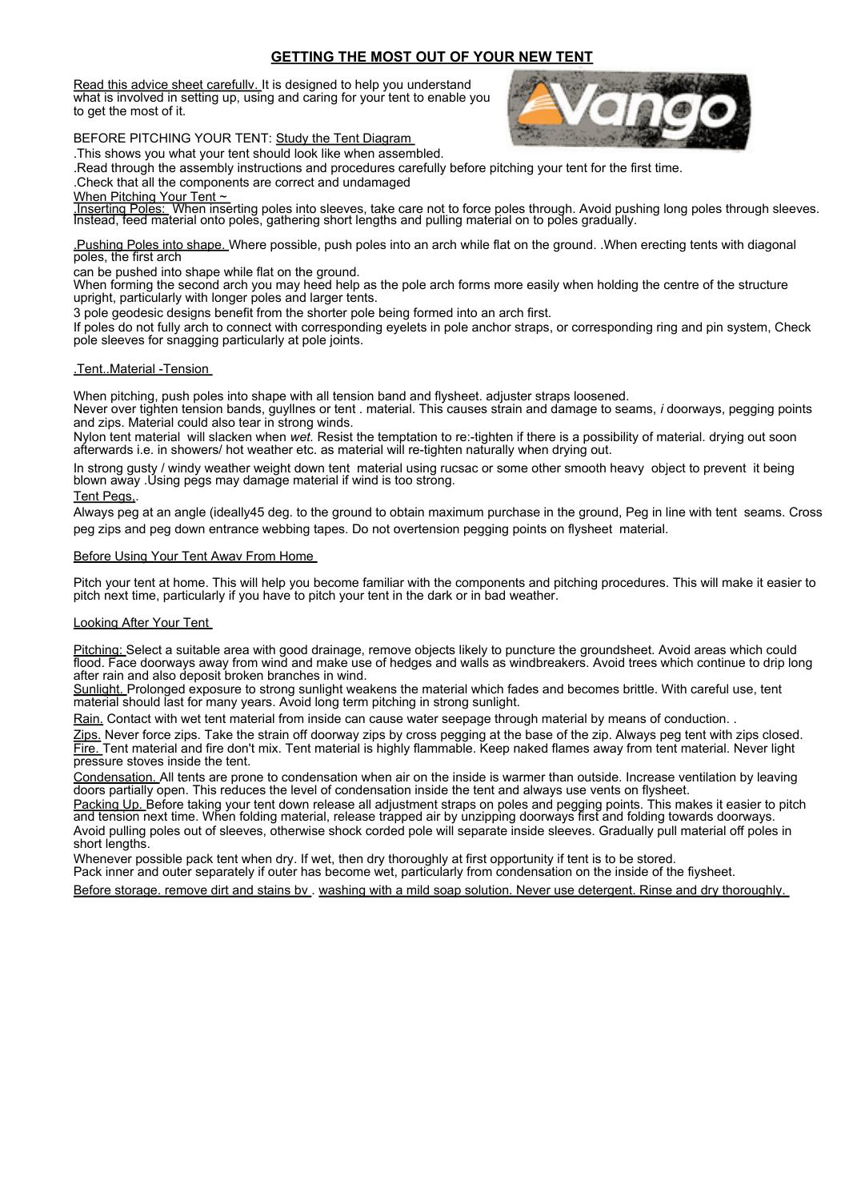# GETTING THE MOST OUT OF YOUR NEW TENT

Read this advice sheet carefullv. It is designed to help you understand what is involved in setting up, using and caring for your tent to enable you to get the most of it.

BEFORE PITCHING YOUR TENT: Study the Tent Diagram

.This shows you what your tent should look like when assembled.

.Read through the assembly instructions and procedures carefully before pitching your tent for the first time.

.Check that all the components are correct and undamaged

When Pitching Your Tent ~

.Inserting Poles: When inserting poles into sleeves, take care not to force poles through. Avoid pushing long poles through sleeves. Instead, feed material onto poles, gathering short lengths and pulling material on to poles gradually.

.Pushing Poles into shape. Where possible, push poles into an arch while flat on the ground. .When erecting tents with diagonal poles, the first arch can be pushed into shape while flat on the ground.

When forming the second arch you may heed help as the pole arch forms more easily when holding the centre of the structure upright, particularly with longer poles and larger tents.

3 pole geodesic designs benefit from the shorter pole being formed into an arch first.

If poles do not fully arch to connect with corresponding eyelets in pole anchor straps, or corresponding ring and pin system, Check pole sleeves for snagging particularly at pole joints.

.Tent..Material -Tension

When pitching, push poles into shape with all tension band and flysheet. adjuster straps loosened.

Never over tighten tension bands, guyllnes or tent . material. This causes strain and damage to seams, *i* doorways, pegging points and zips. Material could also tear in strong winds.

Nylon tent material will slacken when *wet.* Resist the temptation to re:-tighten if there is a possibility of material. drying out soon afterwards i.e. in showers/ hot weather etc. as material will re-tighten naturally when drying out.

In strong gusty / windy weather weight down tent material using rucsac or some other smooth heavy object to prevent it being blown away .Using pegs may damage material if wind is too strong.

Tent Pegs,.

Always peg at an angle (ideally45 deg. to the ground to obtain maximum purchase in the ground, Peg in line with tent seams. Cross peg zips and peg down entrance webbing tapes. Do not overtension pegging points on flysheet material.

Before Using Your Tent Awav From Home

Pitch your tent at home. This will help you become familiar with the components and pitching procedures. This will make it easier to pitch next time, particularly if you have to pitch your tent in the dark or in bad weather.

Looking After Your Tent

Pitching: Select a suitable area with good drainage, remove objects likely to puncture the groundsheet. Avoid areas which could flood. Face doorways away from wind and make use of hedges and walls as windbreakers. Avoid trees which continue to drip long after rain and also deposit broken branches in wind.

Sunlight. Prolonged exposure to strong sunlight weakens the material which fades and becomes brittle. With careful use, tent material should last for many years. Avoid long term pitching in strong sunlight.

Rain. Contact with wet tent material from inside can cause water seepage through material by means of conduction. .

Zips. Never force zips. Take the strain off doorway zips by cross pegging at the base of the zip. Always peg tent with zips closed.

Fire. Tent material and fire don't mix. Tent material is highly flammable. Keep naked flames away from tent material. Never light pressure stoves inside the tent.

Condensation. All tents are prone to condensation when air on the inside is warmer than outside. Increase ventilation by leaving doors partially open. This reduces the level of condensation inside the tent and always use vents on flysheet.

Packing Up. Before taking your tent down release all adjustment straps on poles and pegging points. This makes it easier to pitch and tension next time. When folding material, release trapped air by unzipping doorways first and folding towards doorways.

Avoid pulling poles out of sleeves, otherwise shock corded pole will separate inside sleeves. Gradually pull material off poles in short lengths.

Whenever possible pack tent when dry. If wet, then dry thoroughly at first opportunity if tent is to be stored.

Pack inner and outer separately if outer has become wet, particularly from condensation on the inside of the fiysheet.

Before storage. remove dirt and stains bv . washing with a mild soap solution. Never use detergent. Rinse and dry thoroughly.